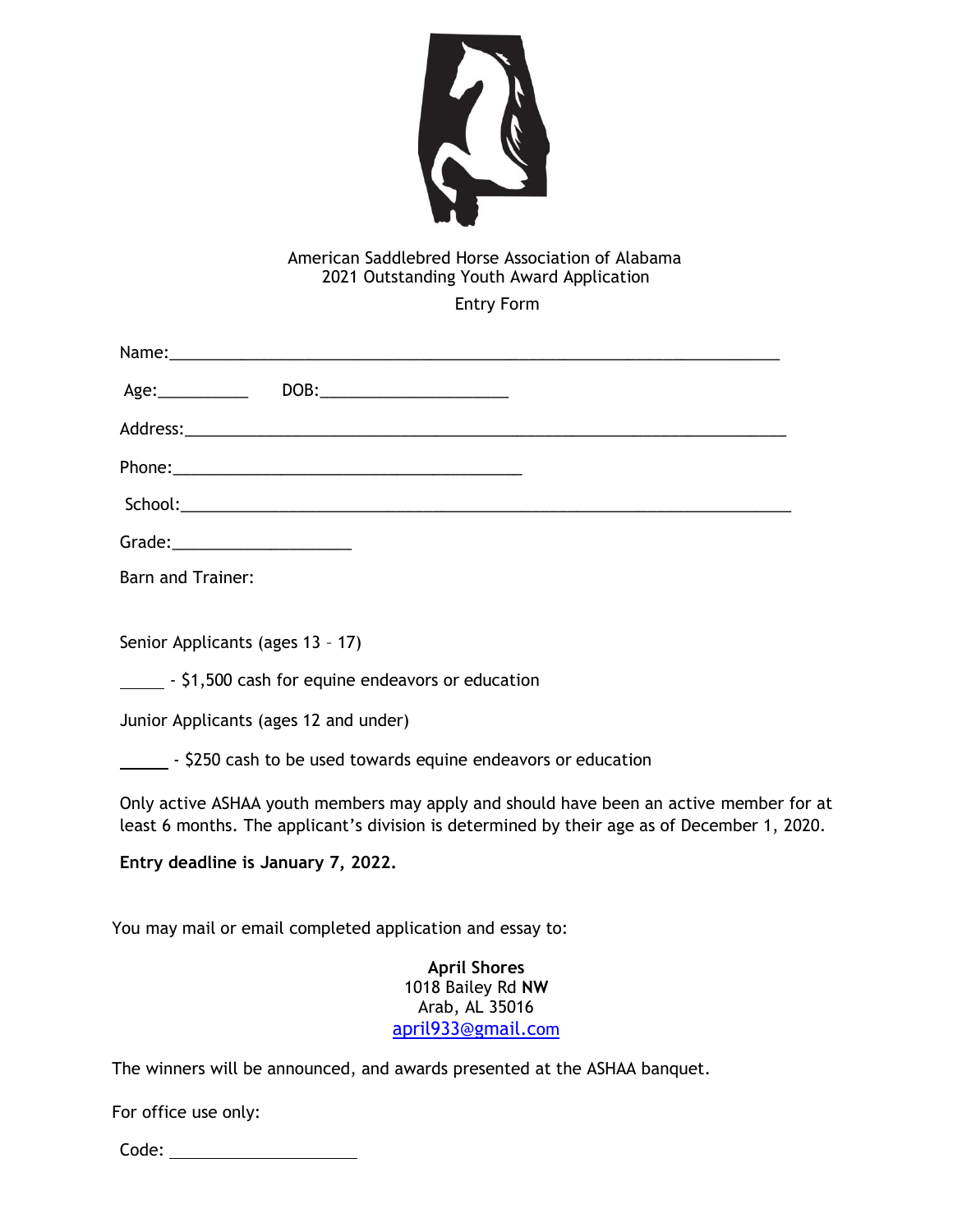American Saddlebred Horse Association of Alabama
2021 Outstanding Youth Award Application

Entry Form

Name:______________________________________________________________________

Age:__________ DOB:_____________________

Address:____________________________________________________________________

Phone:_______________________________________

School:______________________________________________________________________

Grade:____________________

Barn and Trainer:

Senior Applicants (ages 13 – 17)

_____ - $1,500 cash for equine endeavors or education

Junior Applicants (ages 12 and under)

_____ - $250 cash to be used towards equine endeavors or education

Only active ASHAA youth members may apply and should have been an active member for at least 6 months. The applicant's division is determined by their age as of December 1, 2020.

**Entry deadline is January 7, 2022.**

You may mail or email completed application and essay to:

**April Shores**
1018 Bailey Rd **NW**
Arab, AL 35016
april933@gmail.com

The winners will be announced, and awards presented at the ASHAA banquet.

For office use only:

Code: ____________________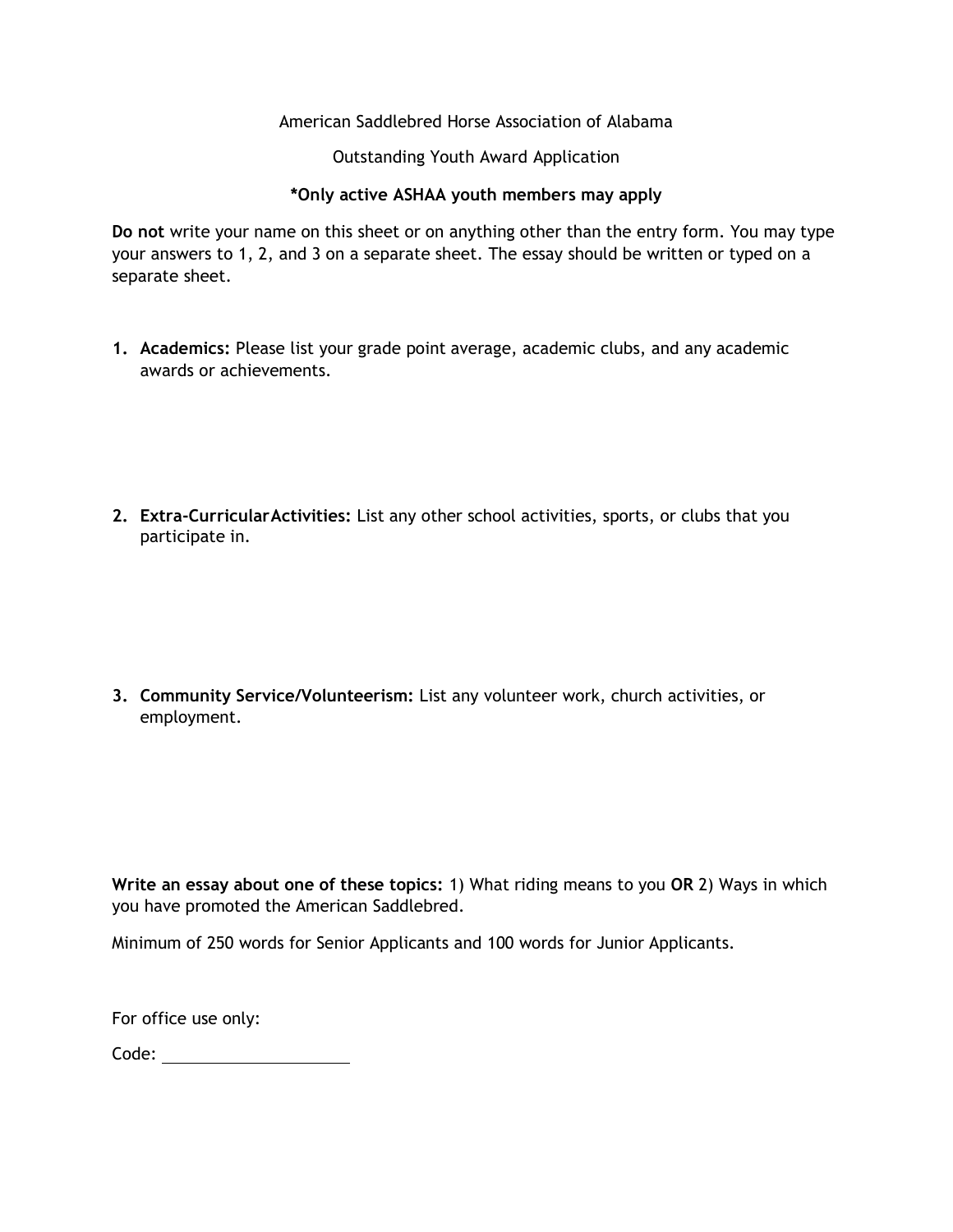American Saddlebred Horse Association of Alabama

Outstanding Youth Award Application

**\*Only active ASHAA youth members may apply**

**Do not** write your name on this sheet or on anything other than the entry form. You may type your answers to 1, 2, and 3 on a separate sheet. The essay should be written or typed on a separate sheet.

1. **Academics:** Please list your grade point average, academic clubs, and any academic awards or achievements.

2. **Extra-Curricular Activities:** List any other school activities, sports, or clubs that you participate in.

3. **Community Service/Volunteerism:** List any volunteer work, church activities, or employment.

**Write an essay about one of these topics:** 1) What riding means to you **OR** 2) Ways in which you have promoted the American Saddlebred.

Minimum of 250 words for Senior Applicants and 100 words for Junior Applicants.

For office use only:

Code: ____________________